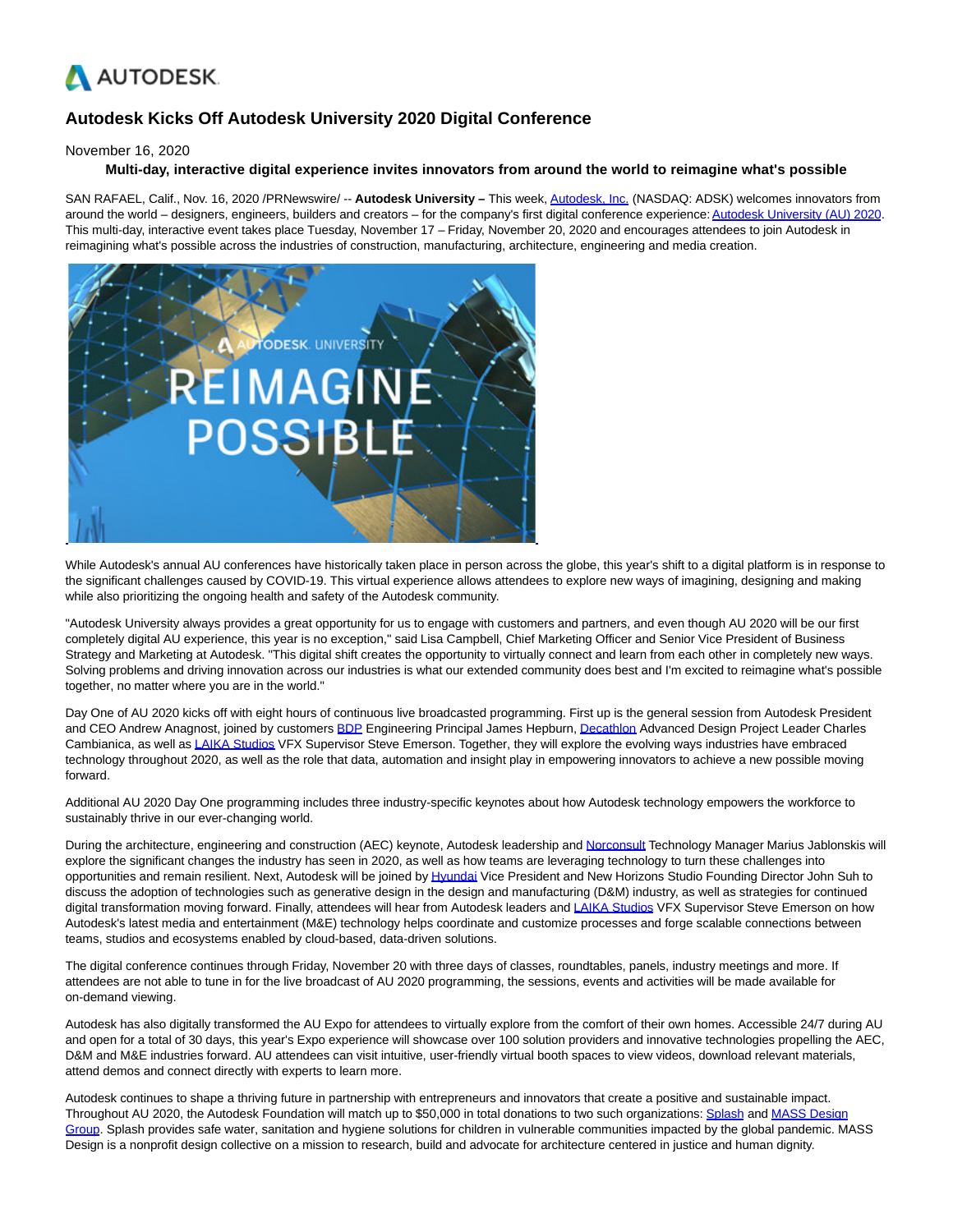# Autodesk Kicks Off Autodesk University 2020 Digital Conference

November 16, 2020

**Multi-day, interactive digital experience invites innovators from around the world to reimagine what's possible**

SAN RAFAEL, Calif., Nov. 16, 2020 /PRNewswire/ -- **Autodesk University –** This week, Autodesk, Inc. (NASDAQ: ADSK) welcomes innovators from around the world – designers, engineers, builders and creators – for the company's first digital conference experience: Autodesk University (AU) 2020. This multi-day, interactive event takes place Tuesday, November 17 – Friday, November 20, 2020 and encourages attendees to join Autodesk in reimagining what's possible across the industries of construction, manufacturing, architecture, engineering and media creation.

While Autodesk's annual AU conferences have historically taken place in person across the globe, this year's shift to a digital platform is in response to the significant challenges caused by COVID-19. This virtual experience allows attendees to explore new ways of imagining, designing and making while also prioritizing the ongoing health and safety of the Autodesk community.

"Autodesk University always provides a great opportunity for us to engage with customers and partners, and even though AU 2020 will be our first completely digital AU experience, this year is no exception," said Lisa Campbell, Chief Marketing Officer and Senior Vice President of Business Strategy and Marketing at Autodesk. "This digital shift creates the opportunity to virtually connect and learn from each other in completely new ways. Solving problems and driving innovation across our industries is what our extended community does best and I'm excited to reimagine what's possible together, no matter where you are in the world."

Day One of AU 2020 kicks off with eight hours of continuous live broadcasted programming. First up is the general session from Autodesk President and CEO Andrew Anagnost, joined by customers BDP Engineering Principal James Hepburn, Decathlon Advanced Design Project Leader Charles Cambianica, as well as LAIKA Studios VFX Supervisor Steve Emerson. Together, they will explore the evolving ways industries have embraced technology throughout 2020, as well as the role that data, automation and insight play in empowering innovators to achieve a new possible moving forward.

Additional AU 2020 Day One programming includes three industry-specific keynotes about how Autodesk technology empowers the workforce to sustainably thrive in our ever-changing world.

During the architecture, engineering and construction (AEC) keynote, Autodesk leadership and Norconsult Technology Manager Marius Jablonskis will explore the significant changes the industry has seen in 2020, as well as how teams are leveraging technology to turn these challenges into opportunities and remain resilient. Next, Autodesk will be joined by Hyundai Vice President and New Horizons Studio Founding Director John Suh to discuss the adoption of technologies such as generative design in the design and manufacturing (D&M) industry, as well as strategies for continued digital transformation moving forward. Finally, attendees will hear from Autodesk leaders and LAIKA Studios VFX Supervisor Steve Emerson on how Autodesk's latest media and entertainment (M&E) technology helps coordinate and customize processes and forge scalable connections between teams, studios and ecosystems enabled by cloud-based, data-driven solutions.

The digital conference continues through Friday, November 20 with three days of classes, roundtables, panels, industry meetings and more. If attendees are not able to tune in for the live broadcast of AU 2020 programming, the sessions, events and activities will be made available for on-demand viewing.

Autodesk has also digitally transformed the AU Expo for attendees to virtually explore from the comfort of their own homes. Accessible 24/7 during AU and open for a total of 30 days, this year's Expo experience will showcase over 100 solution providers and innovative technologies propelling the AEC, D&M and M&E industries forward. AU attendees can visit intuitive, user-friendly virtual booth spaces to view videos, download relevant materials, attend demos and connect directly with experts to learn more.

Autodesk continues to shape a thriving future in partnership with entrepreneurs and innovators that create a positive and sustainable impact. Throughout AU 2020, the Autodesk Foundation will match up to $50,000 in total donations to two such organizations: Splash and MASS Design Group. Splash provides safe water, sanitation and hygiene solutions for children in vulnerable communities impacted by the global pandemic. MASS Design is a nonprofit design collective on a mission to research, build and advocate for architecture centered in justice and human dignity.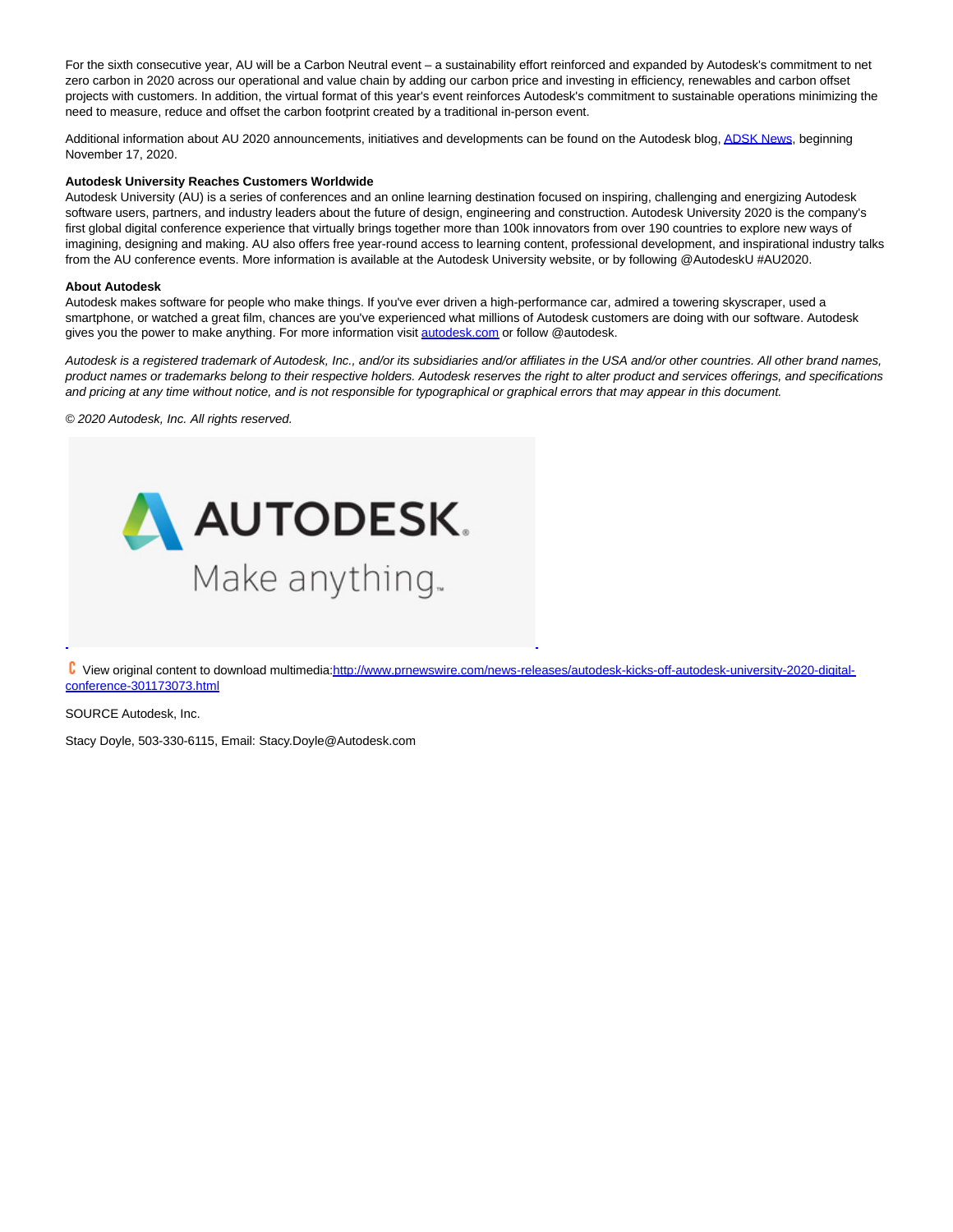For the sixth consecutive year, AU will be a Carbon Neutral event – a sustainability effort reinforced and expanded by Autodesk's commitment to net zero carbon in 2020 across our operational and value chain by adding our carbon price and investing in efficiency, renewables and carbon offset projects with customers. In addition, the virtual format of this year's event reinforces Autodesk's commitment to sustainable operations minimizing the need to measure, reduce and offset the carbon footprint created by a traditional in-person event.

Additional information about AU 2020 announcements, initiatives and developments can be found on the Autodesk blog, ADSK News, beginning November 17, 2020.

**Autodesk University Reaches Customers Worldwide**
Autodesk University (AU) is a series of conferences and an online learning destination focused on inspiring, challenging and energizing Autodesk software users, partners, and industry leaders about the future of design, engineering and construction. Autodesk University 2020 is the company's first global digital conference experience that virtually brings together more than 100k innovators from over 190 countries to explore new ways of imagining, designing and making. AU also offers free year-round access to learning content, professional development, and inspirational industry talks from the AU conference events. More information is available at the Autodesk University website, or by following @AutodeskU #AU2020.

**About Autodesk**
Autodesk makes software for people who make things. If you've ever driven a high-performance car, admired a towering skyscraper, used a smartphone, or watched a great film, chances are you've experienced what millions of Autodesk customers are doing with our software. Autodesk gives you the power to make anything. For more information visit autodesk.com or follow @autodesk.

*Autodesk is a registered trademark of Autodesk, Inc., and/or its subsidiaries and/or affiliates in the USA and/or other countries. All other brand names, product names or trademarks belong to their respective holders. Autodesk reserves the right to alter product and services offerings, and specifications and pricing at any time without notice, and is not responsible for typographical or graphical errors that may appear in this document.*

*© 2020 Autodesk, Inc. All rights reserved.*

AUTODESK.
Make anything.

View original content to download multimedia:http://www.prnewswire.com/news-releases/autodesk-kicks-off-autodesk-university-2020-digital-conference-301173073.html

SOURCE Autodesk, Inc.

Stacy Doyle, 503-330-6115, Email: Stacy.Doyle@Autodesk.com